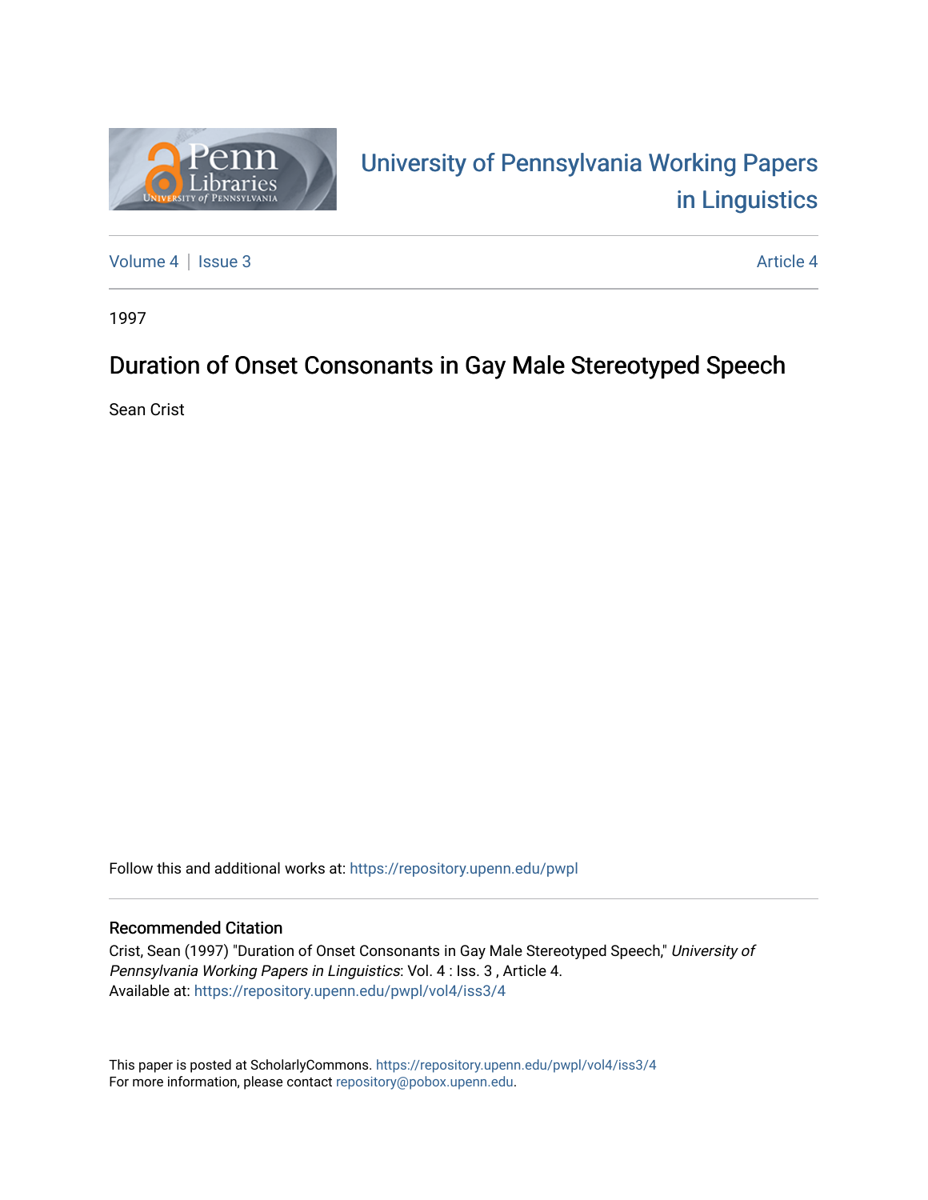University of Pennsylvania Working Papers in Linguistics

Volume 4 | Issue 3 Article 4

1997

# Duration of Onset Consonants in Gay Male Stereotyped Speech

Sean Crist

Follow this and additional works at: https://repository.upenn.edu/pwpl

## Recommended Citation

Crist, Sean (1997) "Duration of Onset Consonants in Gay Male Stereotyped Speech," *University of Pennsylvania Working Papers in Linguistics*: Vol. 4 : Iss. 3 , Article 4.
Available at: https://repository.upenn.edu/pwpl/vol4/iss3/4

This paper is posted at ScholarlyCommons. https://repository.upenn.edu/pwpl/vol4/iss3/4
For more information, please contact repository@pobox.upenn.edu.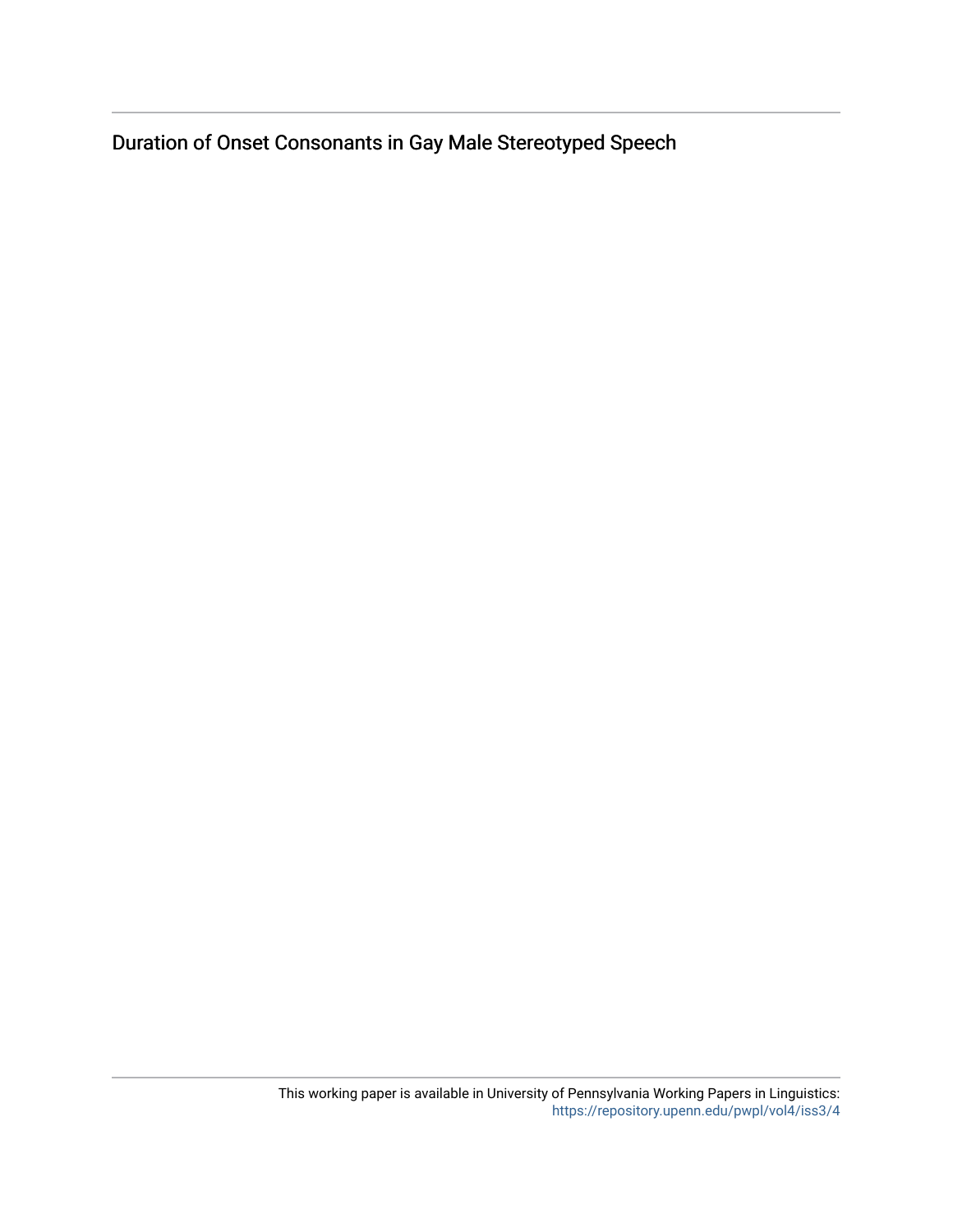Duration of Onset Consonants in Gay Male Stereotyped Speech

This working paper is available in University of Pennsylvania Working Papers in Linguistics: https://repository.upenn.edu/pwpl/vol4/iss3/4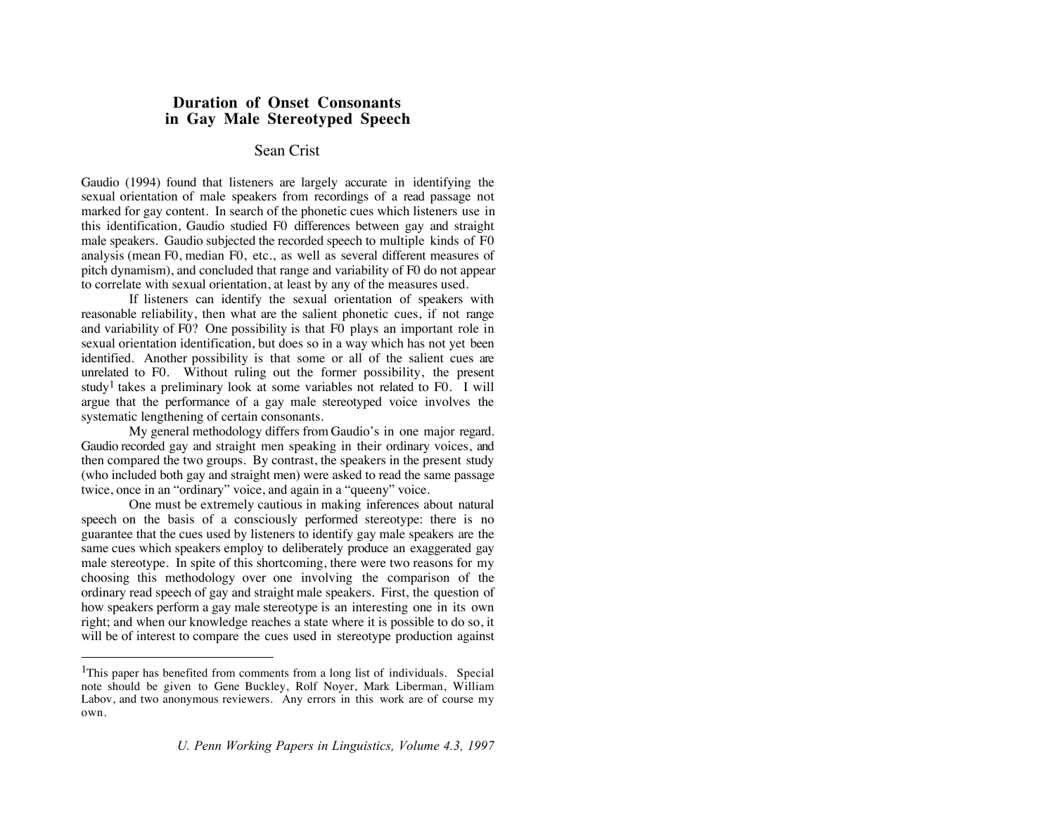# Duration of Onset Consonants in Gay Male Stereotyped Speech

Sean Crist

Gaudio (1994) found that listeners are largely accurate in identifying the sexual orientation of male speakers from recordings of a read passage not marked for gay content. In search of the phonetic cues which listeners use in this identification, Gaudio studied F0 differences between gay and straight male speakers. Gaudio subjected the recorded speech to multiple kinds of F0 analysis (mean F0, median F0, etc., as well as several different measures of pitch dynamism), and concluded that range and variability of F0 do not appear to correlate with sexual orientation, at least by any of the measures used.

If listeners can identify the sexual orientation of speakers with reasonable reliability, then what are the salient phonetic cues, if not range and variability of F0? One possibility is that F0 plays an important role in sexual orientation identification, but does so in a way which has not yet been identified. Another possibility is that some or all of the salient cues are unrelated to F0. Without ruling out the former possibility, the present study[1] takes a preliminary look at some variables not related to F0. I will argue that the performance of a gay male stereotyped voice involves the systematic lengthening of certain consonants.

My general methodology differs from Gaudio's in one major regard. Gaudio recorded gay and straight men speaking in their ordinary voices, and then compared the two groups. By contrast, the speakers in the present study (who included both gay and straight men) were asked to read the same passage twice, once in an "ordinary" voice, and again in a "queeny" voice.

One must be extremely cautious in making inferences about natural speech on the basis of a consciously performed stereotype: there is no guarantee that the cues used by listeners to identify gay male speakers are the same cues which speakers employ to deliberately produce an exaggerated gay male stereotype. In spite of this shortcoming, there were two reasons for my choosing this methodology over one involving the comparison of the ordinary read speech of gay and straight male speakers. First, the question of how speakers perform a gay male stereotype is an interesting one in its own right; and when our knowledge reaches a state where it is possible to do so, it will be of interest to compare the cues used in stereotype production against

[1]This paper has benefited from comments from a long list of individuals. Special note should be given to Gene Buckley, Rolf Noyer, Mark Liberman, William Labov, and two anonymous reviewers. Any errors in this work are of course my own.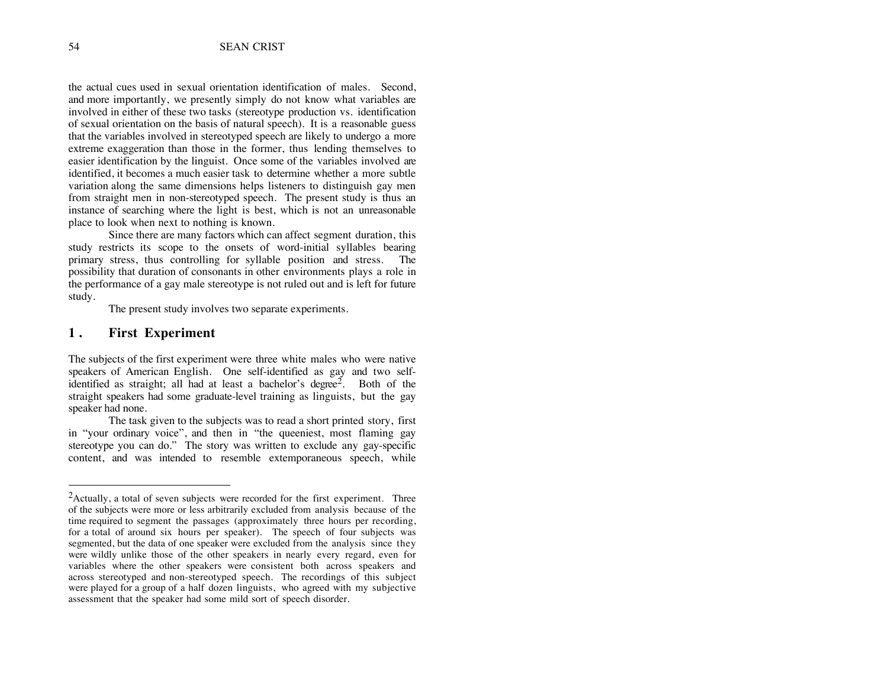the actual cues used in sexual orientation identification of males. Second, and more importantly, we presently simply do not know what variables are involved in either of these two tasks (stereotype production vs. identification of sexual orientation on the basis of natural speech). It is a reasonable guess that the variables involved in stereotyped speech are likely to undergo a more extreme exaggeration than those in the former, thus lending themselves to easier identification by the linguist. Once some of the variables involved are identified, it becomes a much easier task to determine whether a more subtle variation along the same dimensions helps listeners to distinguish gay men from straight men in non-stereotyped speech. The present study is thus an instance of searching where the light is best, which is not an unreasonable place to look when next to nothing is known.

Since there are many factors which can affect segment duration, this study restricts its scope to the onsets of word-initial syllables bearing primary stress, thus controlling for syllable position and stress. The possibility that duration of consonants in other environments plays a role in the performance of a gay male stereotype is not ruled out and is left for future study.

The present study involves two separate experiments.

## 1. First Experiment

The subjects of the first experiment were three white males who were native speakers of American English. One self-identified as gay and two self-identified as straight; all had at least a bachelor's degree[2]. Both of the straight speakers had some graduate-level training as linguists, but the gay speaker had none.

The task given to the subjects was to read a short printed story, first in "your ordinary voice", and then in "the queeniest, most flaming gay stereotype you can do." The story was written to exclude any gay-specific content, and was intended to resemble extemporaneous speech, while

---

[2]Actually, a total of seven subjects were recorded for the first experiment. Three of the subjects were more or less arbitrarily excluded from analysis because of the time required to segment the passages (approximately three hours per recording, for a total of around six hours per speaker). The speech of four subjects was segmented, but the data of one speaker were excluded from the analysis since they were wildly unlike those of the other speakers in nearly every regard, even for variables where the other speakers were consistent both across speakers and across stereotyped and non-stereotyped speech. The recordings of this subject were played for a group of a half dozen linguists, who agreed with my subjective assessment that the speaker had some mild sort of speech disorder.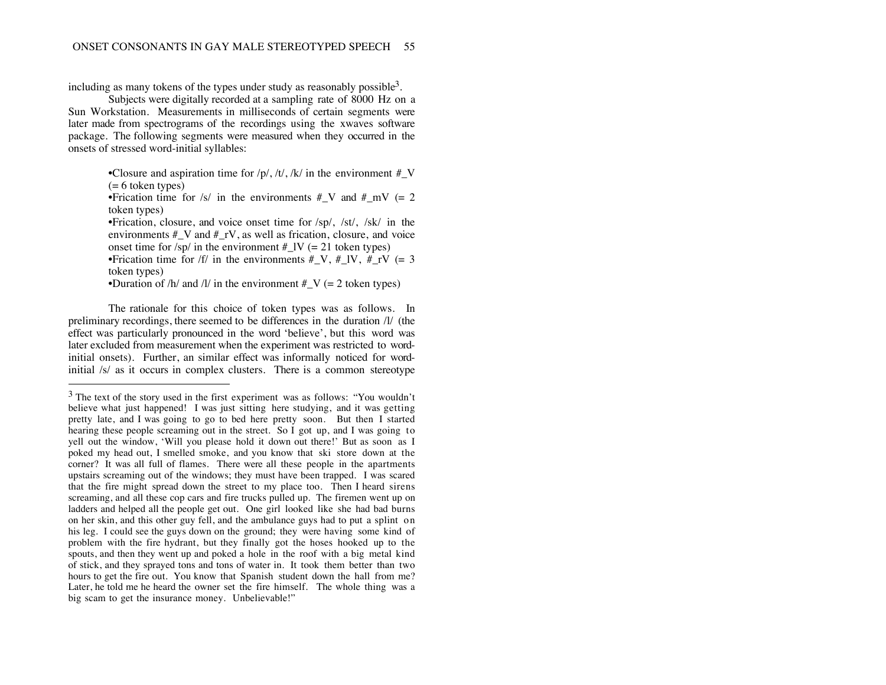including as many tokens of the types under study as reasonably possible[3].

Subjects were digitally recorded at a sampling rate of 8000 Hz on a Sun Workstation. Measurements in milliseconds of certain segments were later made from spectrograms of the recordings using the xwaves software package. The following segments were measured when they occurred in the onsets of stressed word-initial syllables:

- Closure and aspiration time for /p/, /t/, /k/ in the environment #_V (= 6 token types)
- Frication time for /s/ in the environments #_V and #_mV (= 2 token types)
- Frication, closure, and voice onset time for /sp/, /st/, /sk/ in the environments #_V and #_rV, as well as frication, closure, and voice onset time for /sp/ in the environment #_lV (= 21 token types)
- Frication time for /f/ in the environments #_V, #_lV, #_rV (= 3 token types)
- Duration of /h/ and /l/ in the environment #_V (= 2 token types)

The rationale for this choice of token types was as follows. In preliminary recordings, there seemed to be differences in the duration /l/ (the effect was particularly pronounced in the word 'believe', but this word was later excluded from measurement when the experiment was restricted to word-initial onsets). Further, an similar effect was informally noticed for word-initial /s/ as it occurs in complex clusters. There is a common stereotype

[3] The text of the story used in the first experiment was as follows: "You wouldn't believe what just happened! I was just sitting here studying, and it was getting pretty late, and I was going to go to bed here pretty soon. But then I started hearing these people screaming out in the street. So I got up, and I was going to yell out the window, 'Will you please hold it down out there!' But as soon as I poked my head out, I smelled smoke, and you know that ski store down at the corner? It was all full of flames. There were all these people in the apartments upstairs screaming out of the windows; they must have been trapped. I was scared that the fire might spread down the street to my place too. Then I heard sirens screaming, and all these cop cars and fire trucks pulled up. The firemen went up on ladders and helped all the people get out. One girl looked like she had bad burns on her skin, and this other guy fell, and the ambulance guys had to put a splint on his leg. I could see the guys down on the ground; they were having some kind of problem with the fire hydrant, but they finally got the hoses hooked up to the spouts, and then they went up and poked a hole in the roof with a big metal kind of stick, and they sprayed tons and tons of water in. It took them better than two hours to get the fire out. You know that Spanish student down the hall from me? Later, he told me he heard the owner set the fire himself. The whole thing was a big scam to get the insurance money. Unbelievable!"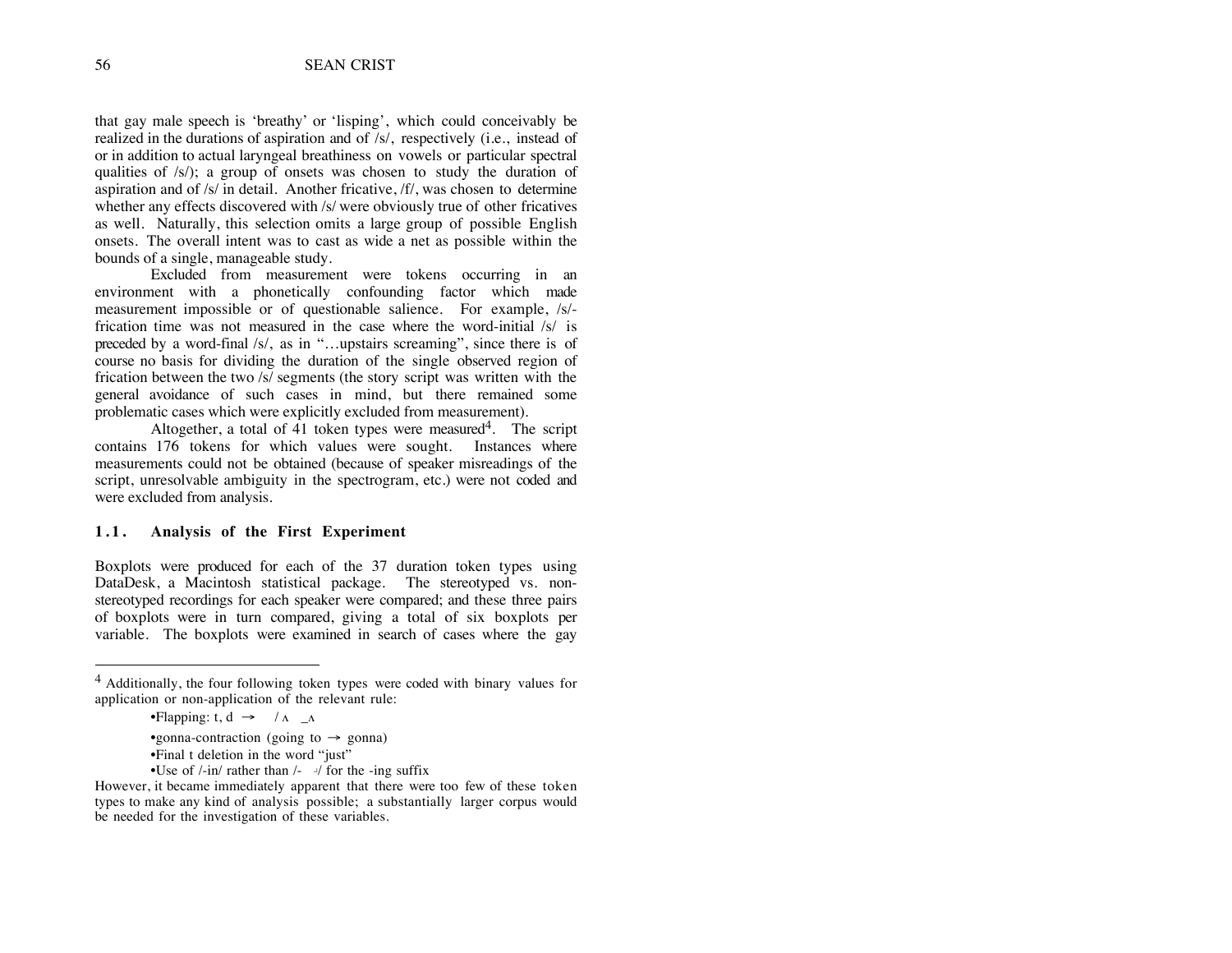that gay male speech is 'breathy' or 'lisping', which could conceivably be realized in the durations of aspiration and of /s/, respectively (i.e., instead of or in addition to actual laryngeal breathiness on vowels or particular spectral qualities of /s/); a group of onsets was chosen to study the duration of aspiration and of /s/ in detail. Another fricative, /f/, was chosen to determine whether any effects discovered with /s/ were obviously true of other fricatives as well. Naturally, this selection omits a large group of possible English onsets. The overall intent was to cast as wide a net as possible within the bounds of a single, manageable study.

Excluded from measurement were tokens occurring in an environment with a phonetically confounding factor which made measurement impossible or of questionable salience. For example, /s/-frication time was not measured in the case where the word-initial /s/ is preceded by a word-final /s/, as in "…upstairs screaming", since there is of course no basis for dividing the duration of the single observed region of frication between the two /s/ segments (the story script was written with the general avoidance of such cases in mind, but there remained some problematic cases which were explicitly excluded from measurement).

Altogether, a total of 41 token types were measured[4]. The script contains 176 tokens for which values were sought. Instances where measurements could not be obtained (because of speaker misreadings of the script, unresolvable ambiguity in the spectrogram, etc.) were not coded and were excluded from analysis.

## 1.1. Analysis of the First Experiment

Boxplots were produced for each of the 37 duration token types using DataDesk, a Macintosh statistical package. The stereotyped vs. non-stereotyped recordings for each speaker were compared; and these three pairs of boxplots were in turn compared, giving a total of six boxplots per variable. The boxplots were examined in search of cases where the gay

---

[4] Additionally, the four following token types were coded with binary values for application or non-application of the relevant rule:

- Flapping: t, d → / ʌ _ʌ
- gonna-contraction (going to → gonna)
- Final t deletion in the word "just"
- Use of /-in/ rather than /- / for the -ing suffix

However, it became immediately apparent that there were too few of these token types to make any kind of analysis possible; a substantially larger corpus would be needed for the investigation of these variables.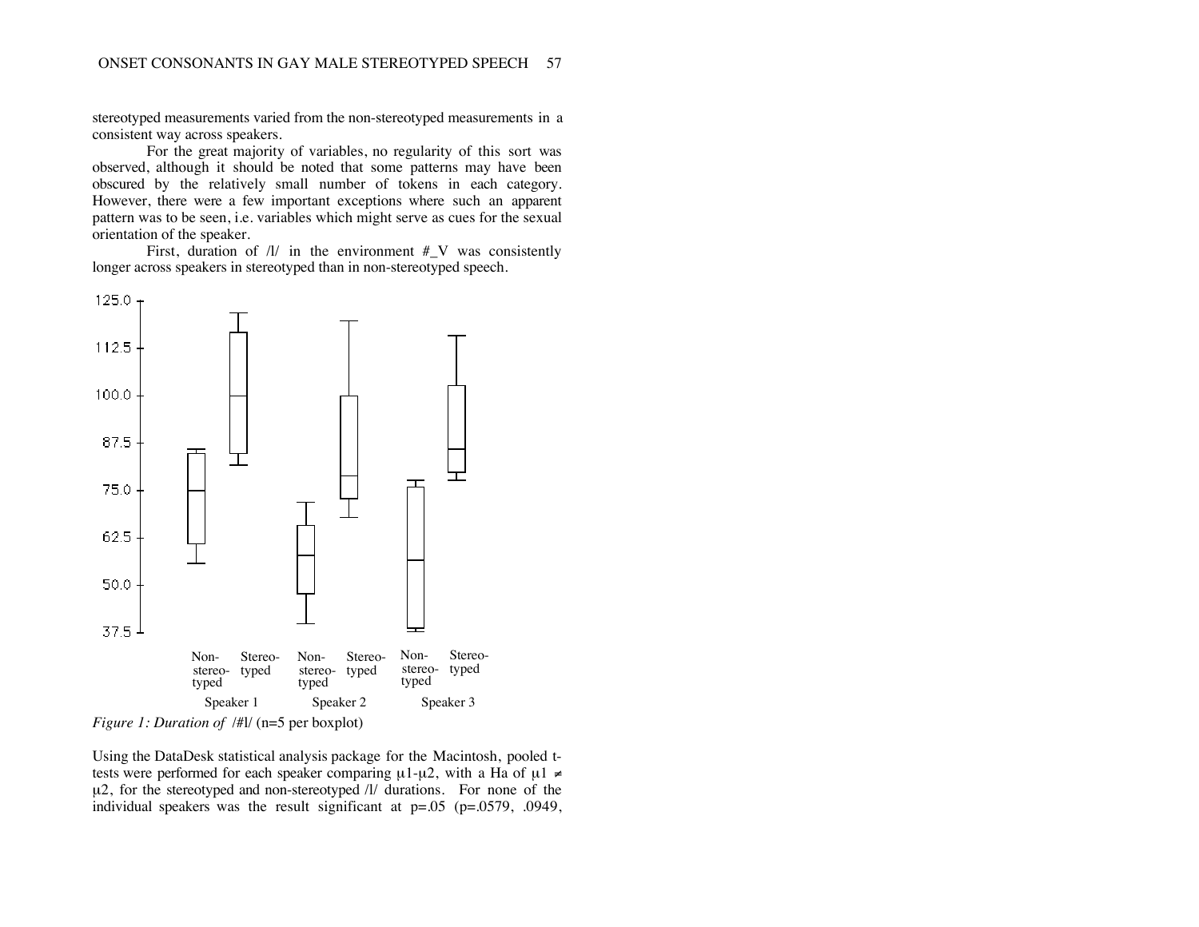stereotyped measurements varied from the non-stereotyped measurements in a consistent way across speakers.

For the great majority of variables, no regularity of this sort was observed, although it should be noted that some patterns may have been obscured by the relatively small number of tokens in each category. However, there were a few important exceptions where such an apparent pattern was to be seen, i.e. variables which might serve as cues for the sexual orientation of the speaker.

First, duration of /l/ in the environment #_V was consistently longer across speakers in stereotyped than in non-stereotyped speech.

*Figure 1: Duration of* /#l/ (n=5 per boxplot)

Using the DataDesk statistical analysis package for the Macintosh, pooled t-tests were performed for each speaker comparing $\mu1$-$\mu2$, with a Ha of $\mu1 \neq \mu2$, for the stereotyped and non-stereotyped /l/ durations. For none of the individual speakers was the result significant at p=.05 (p=.0579, .0949,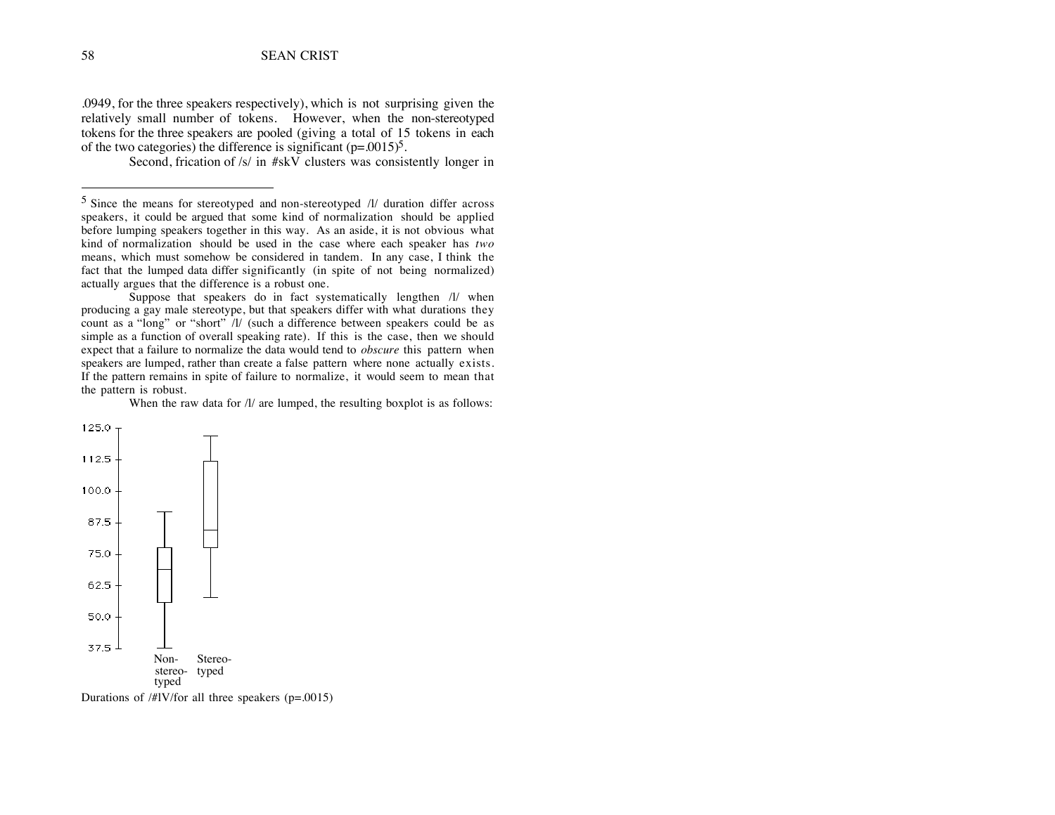.0949, for the three speakers respectively), which is not surprising given the relatively small number of tokens. However, when the non-stereotyped tokens for the three speakers are pooled (giving a total of 15 tokens in each of the two categories) the difference is significant (p=.0015)[5].

Second, frication of /s/ in #skV clusters was consistently longer in

---

[5] Since the means for stereotyped and non-stereotyped /l/ duration differ across speakers, it could be argued that some kind of normalization should be applied before lumping speakers together in this way. As an aside, it is not obvious what kind of normalization should be used in the case where each speaker has *two* means, which must somehow be considered in tandem. In any case, I think the fact that the lumped data differ significantly (in spite of not being normalized) actually argues that the difference is a robust one.

Suppose that speakers do in fact systematically lengthen /l/ when producing a gay male stereotype, but that speakers differ with what durations they count as a "long" or "short" /l/ (such a difference between speakers could be as simple as a function of overall speaking rate). If this is the case, then we should expect that a failure to normalize the data would tend to *obscure* this pattern when speakers are lumped, rather than create a false pattern where none actually exists. If the pattern remains in spite of failure to normalize, it would seem to mean that the pattern is robust.

When the raw data for /l/ are lumped, the resulting boxplot is as follows:

Durations of /#lV/for all three speakers (p=.0015)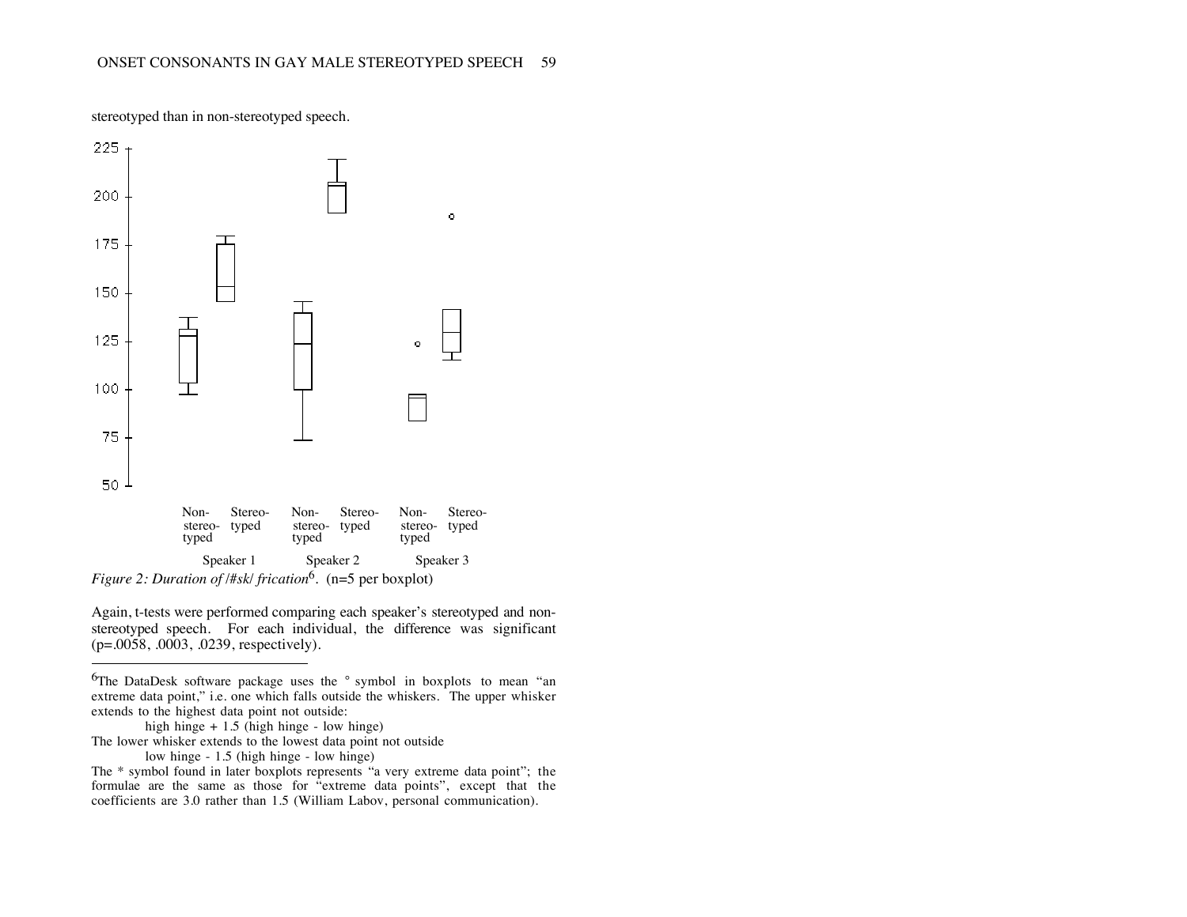stereotyped than in non-stereotyped speech.

*Figure 2: Duration of /#sk/ frication*[6]. (n=5 per boxplot)

Again, t-tests were performed comparing each speaker's stereotyped and non-stereotyped speech. For each individual, the difference was significant (p=.0058, .0003, .0239, respectively).

---

[6]The DataDesk software package uses the ° symbol in boxplots to mean "an extreme data point," i.e. one which falls outside the whiskers. The upper whisker extends to the highest data point not outside:

high hinge + 1.5 (high hinge - low hinge)

The lower whisker extends to the lowest data point not outside

low hinge - 1.5 (high hinge - low hinge)

The * symbol found in later boxplots represents "a very extreme data point"; the formulae are the same as those for "extreme data points", except that the coefficients are 3.0 rather than 1.5 (William Labov, personal communication).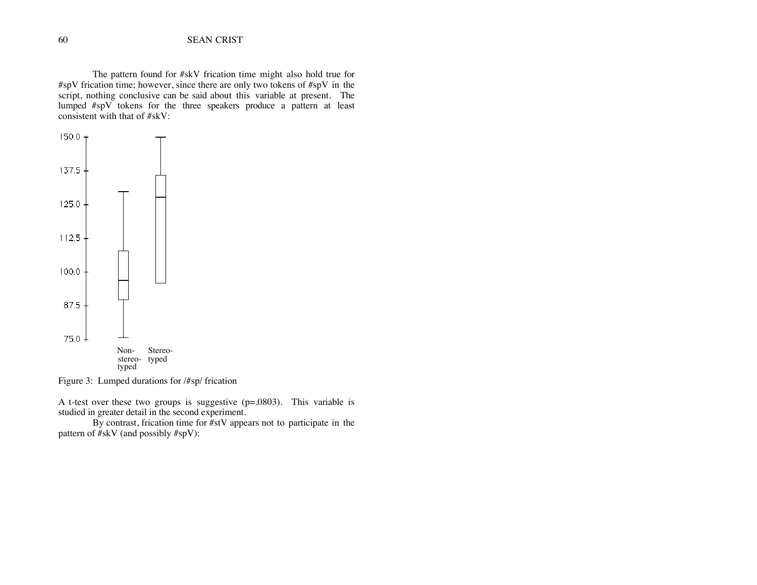The pattern found for #skV frication time might also hold true for #spV frication time; however, since there are only two tokens of #spV in the script, nothing conclusive can be said about this variable at present. The lumped #spV tokens for the three speakers produce a pattern at least consistent with that of #skV:

Figure 3: Lumped durations for /#sp/ frication

A t-test over these two groups is suggestive (p=.0803). This variable is studied in greater detail in the second experiment.

By contrast, frication time for #stV appears not to participate in the pattern of #skV (and possibly #spV):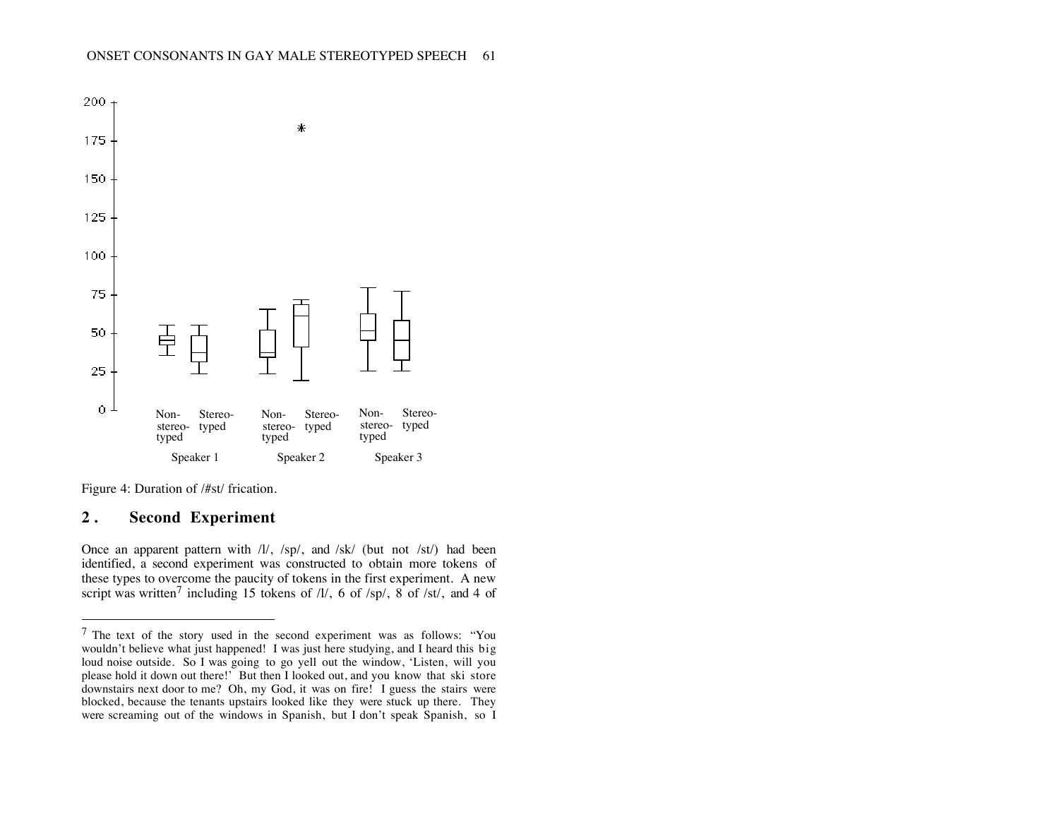Figure 4: Duration of /#st/ frication.

## 2. Second Experiment

Once an apparent pattern with /l/, /sp/, and /sk/ (but not /st/) had been identified, a second experiment was constructed to obtain more tokens of these types to overcome the paucity of tokens in the first experiment. A new script was written[7] including 15 tokens of /l/, 6 of /sp/, 8 of /st/, and 4 of

---

[7] The text of the story used in the second experiment was as follows: "You wouldn't believe what just happened! I was just here studying, and I heard this big loud noise outside. So I was going to go yell out the window, 'Listen, will you please hold it down out there!' But then I looked out, and you know that ski store downstairs next door to me? Oh, my God, it was on fire! I guess the stairs were blocked, because the tenants upstairs looked like they were stuck up there. They were screaming out of the windows in Spanish, but I don't speak Spanish, so I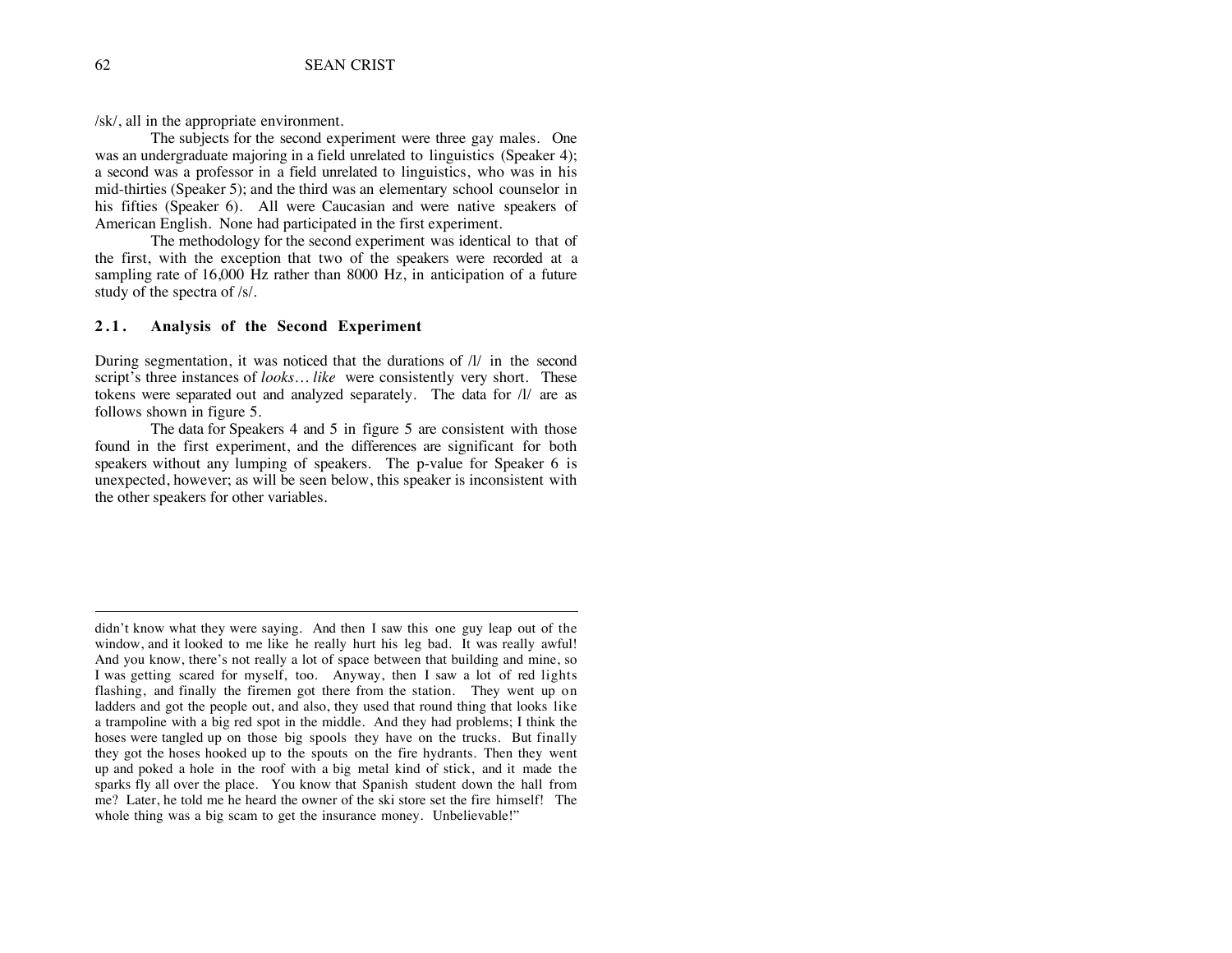/sk/, all in the appropriate environment.

The subjects for the second experiment were three gay males. One was an undergraduate majoring in a field unrelated to linguistics (Speaker 4); a second was a professor in a field unrelated to linguistics, who was in his mid-thirties (Speaker 5); and the third was an elementary school counselor in his fifties (Speaker 6). All were Caucasian and were native speakers of American English. None had participated in the first experiment.

The methodology for the second experiment was identical to that of the first, with the exception that two of the speakers were recorded at a sampling rate of 16,000 Hz rather than 8000 Hz, in anticipation of a future study of the spectra of /s/.

### 2.1. Analysis of the Second Experiment

During segmentation, it was noticed that the durations of /l/ in the second script's three instances of *looks… like* were consistently very short. These tokens were separated out and analyzed separately. The data for /l/ are as follows shown in figure 5.

The data for Speakers 4 and 5 in figure 5 are consistent with those found in the first experiment, and the differences are significant for both speakers without any lumping of speakers. The p-value for Speaker 6 is unexpected, however; as will be seen below, this speaker is inconsistent with the other speakers for other variables.

---

didn't know what they were saying. And then I saw this one guy leap out of the window, and it looked to me like he really hurt his leg bad. It was really awful! And you know, there's not really a lot of space between that building and mine, so I was getting scared for myself, too. Anyway, then I saw a lot of red lights flashing, and finally the firemen got there from the station. They went up on ladders and got the people out, and also, they used that round thing that looks like a trampoline with a big red spot in the middle. And they had problems; I think the hoses were tangled up on those big spools they have on the trucks. But finally they got the hoses hooked up to the spouts on the fire hydrants. Then they went up and poked a hole in the roof with a big metal kind of stick, and it made the sparks fly all over the place. You know that Spanish student down the hall from me? Later, he told me he heard the owner of the ski store set the fire himself! The whole thing was a big scam to get the insurance money. Unbelievable!"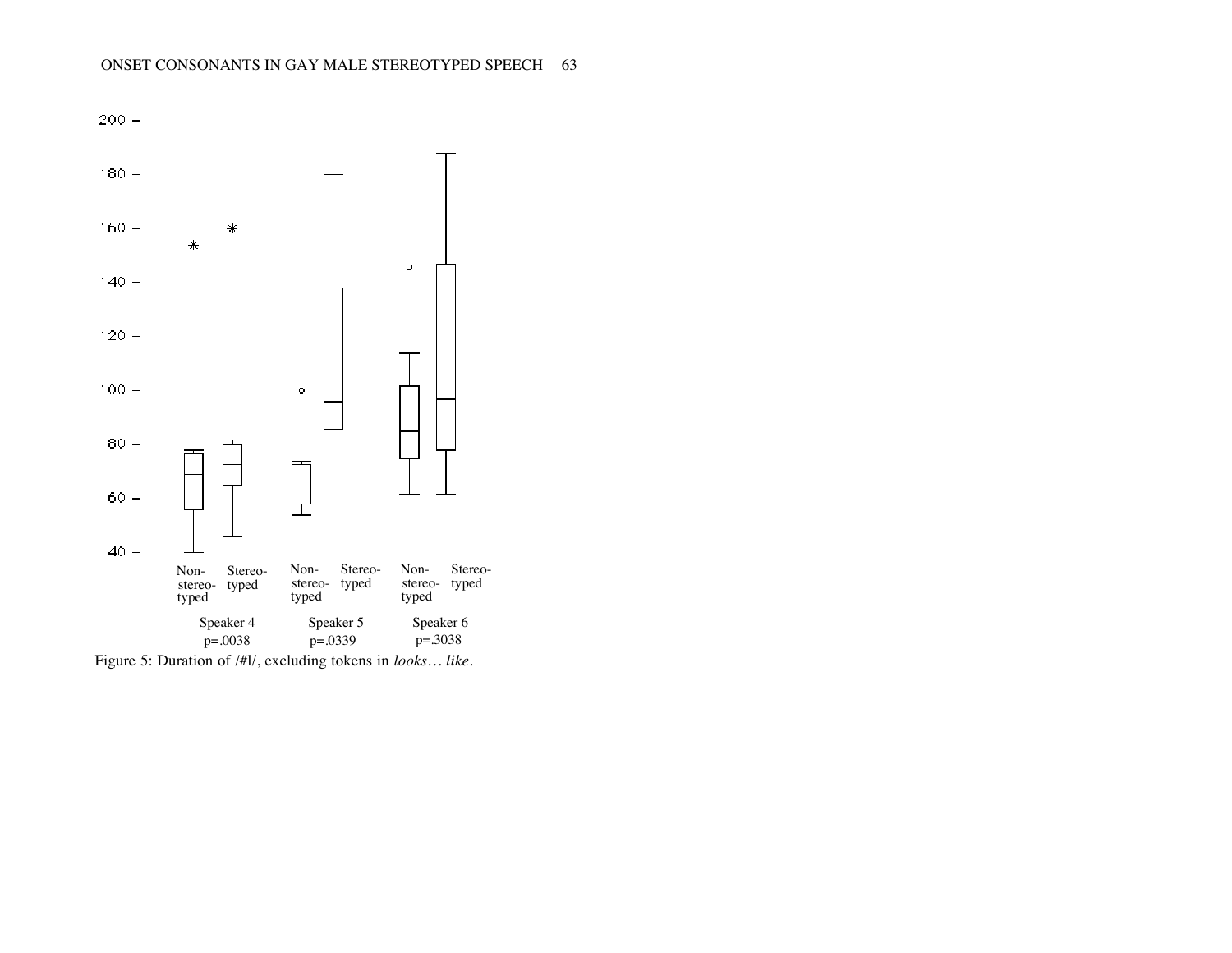Figure 5: Duration of /#l/, excluding tokens in *looks… like*.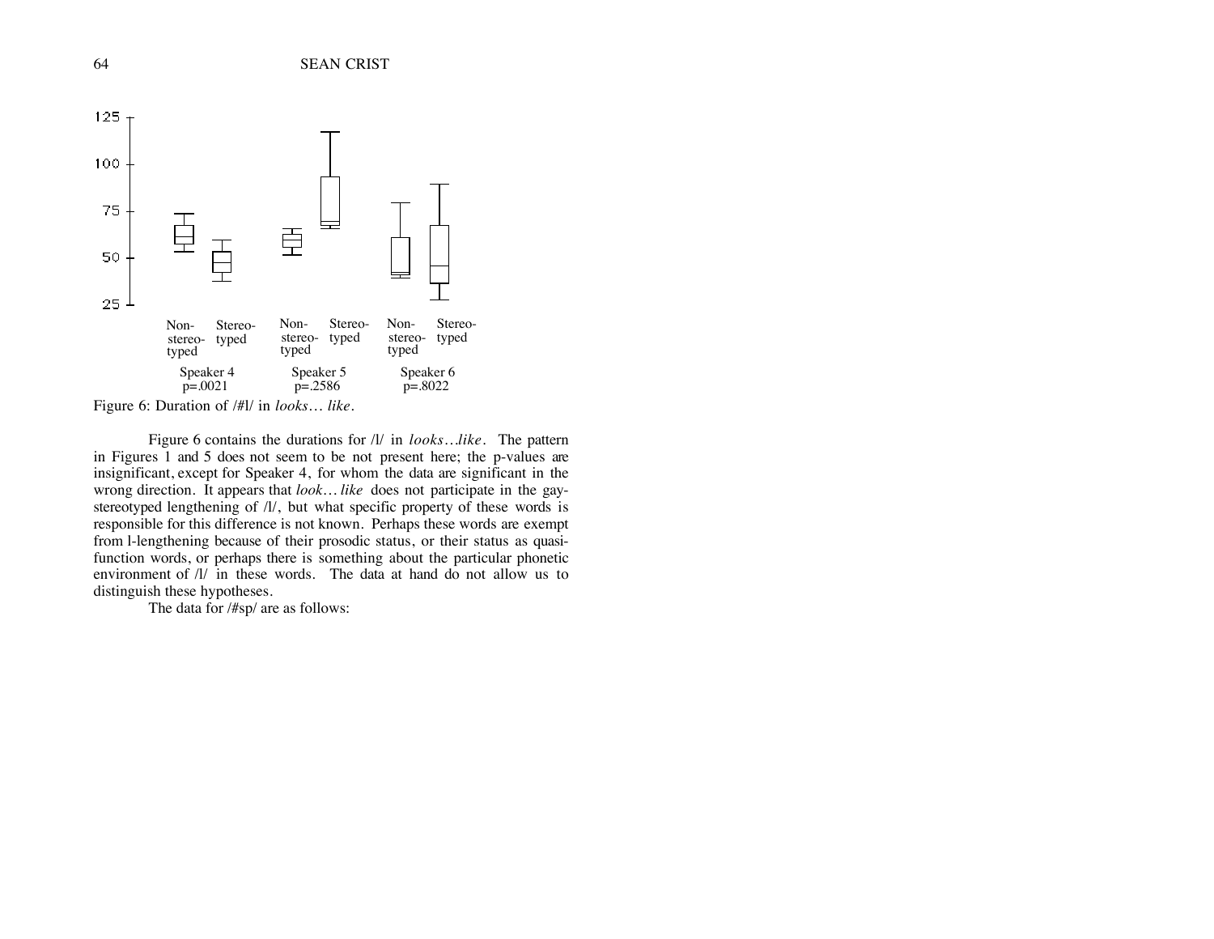Figure 6: Duration of /#l/ in *looks… like*.

Figure 6 contains the durations for /l/ in *looks…like*. The pattern in Figures 1 and 5 does not seem to be not present here; the p-values are insignificant, except for Speaker 4, for whom the data are significant in the wrong direction. It appears that *look… like* does not participate in the gay-stereotyped lengthening of /l/, but what specific property of these words is responsible for this difference is not known. Perhaps these words are exempt from l-lengthening because of their prosodic status, or their status as quasi-function words, or perhaps there is something about the particular phonetic environment of /l/ in these words. The data at hand do not allow us to distinguish these hypotheses.

The data for /#sp/ are as follows: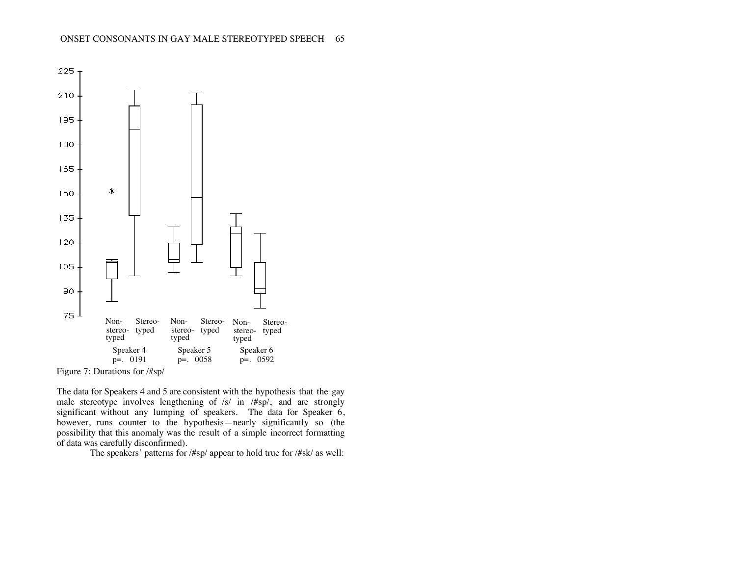Figure 7: Durations for /#sp/

The data for Speakers 4 and 5 are consistent with the hypothesis that the gay male stereotype involves lengthening of /s/ in /#sp/, and are strongly significant without any lumping of speakers. The data for Speaker 6, however, runs counter to the hypothesis—nearly significantly so (the possibility that this anomaly was the result of a simple incorrect formatting of data was carefully disconfirmed).

The speakers' patterns for /#sp/ appear to hold true for /#sk/ as well: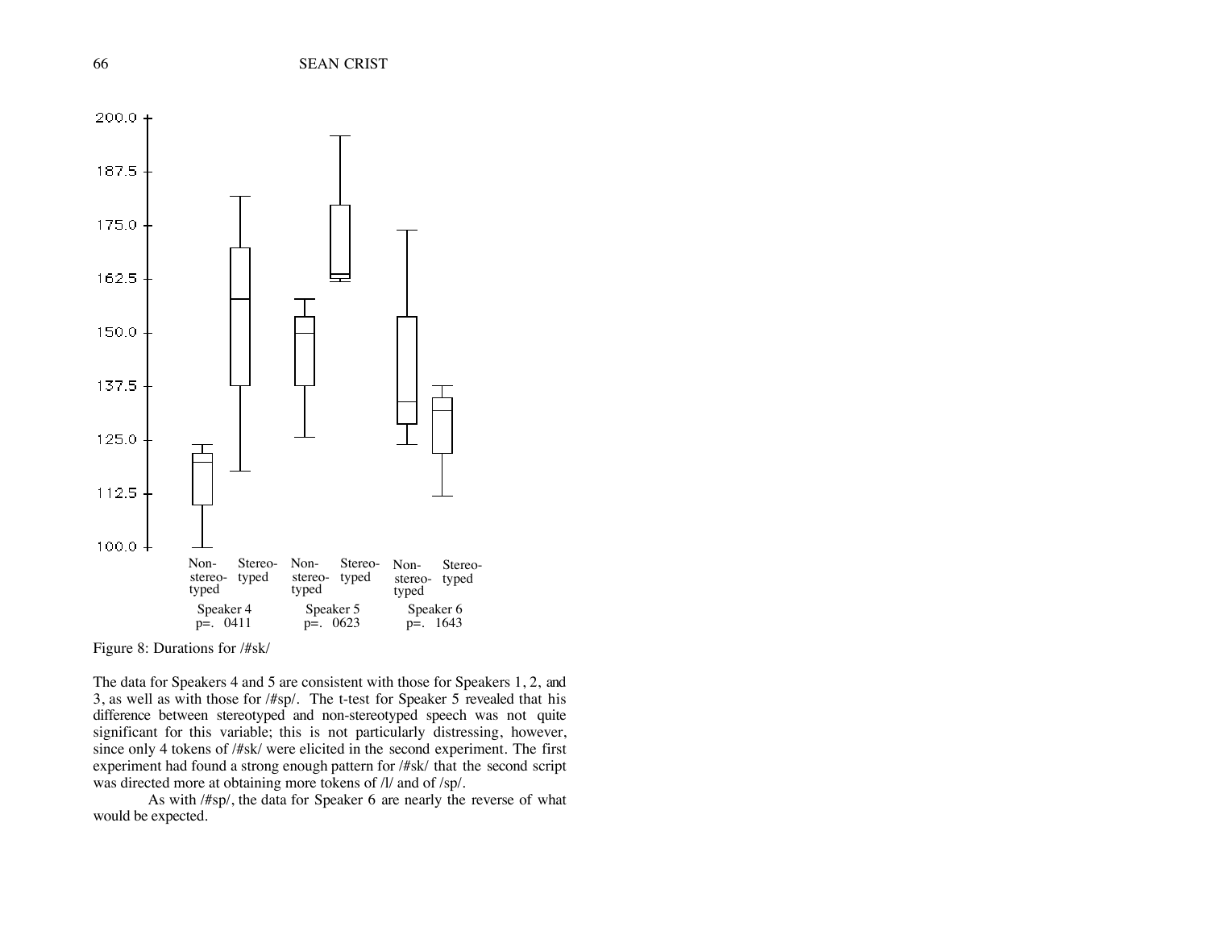Figure 8: Durations for /#sk/

The data for Speakers 4 and 5 are consistent with those for Speakers 1, 2, and 3, as well as with those for /#sp/. The t-test for Speaker 5 revealed that his difference between stereotyped and non-stereotyped speech was not quite significant for this variable; this is not particularly distressing, however, since only 4 tokens of /#sk/ were elicited in the second experiment. The first experiment had found a strong enough pattern for /#sk/ that the second script was directed more at obtaining more tokens of /l/ and of /sp/.

As with /#sp/, the data for Speaker 6 are nearly the reverse of what would be expected.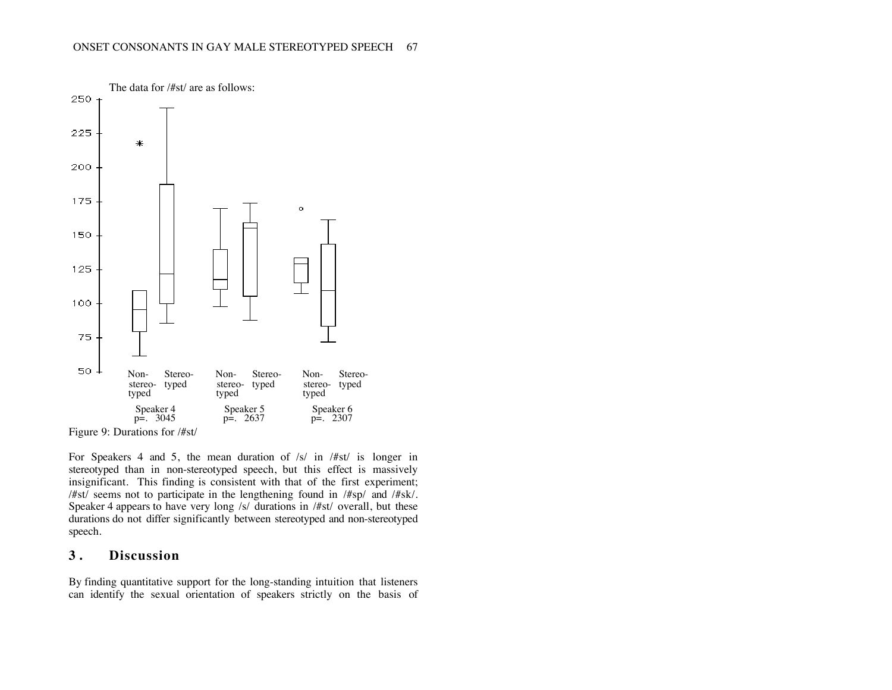The data for /#st/ are as follows:

Figure 9: Durations for /#st/

For Speakers 4 and 5, the mean duration of /s/ in /#st/ is longer in stereotyped than in non-stereotyped speech, but this effect is massively insignificant. This finding is consistent with that of the first experiment; /#st/ seems not to participate in the lengthening found in /#sp/ and /#sk/. Speaker 4 appears to have very long /s/ durations in /#st/ overall, but these durations do not differ significantly between stereotyped and non-stereotyped speech.

## 3. Discussion

By finding quantitative support for the long-standing intuition that listeners can identify the sexual orientation of speakers strictly on the basis of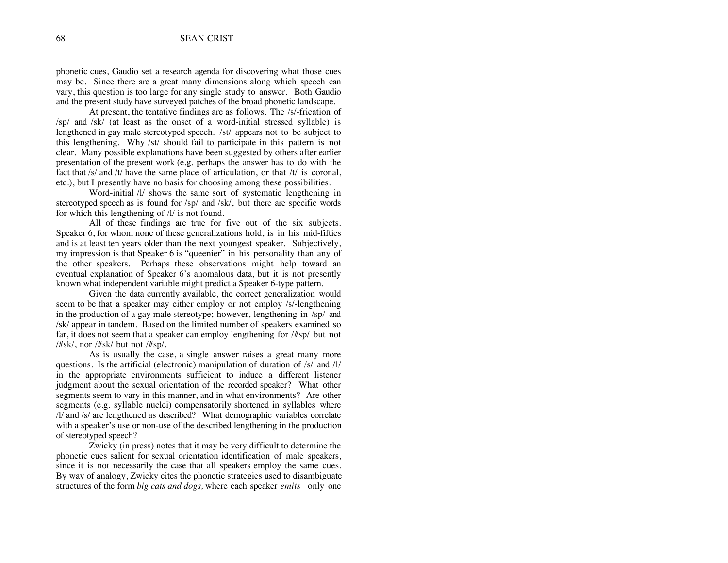phonetic cues, Gaudio set a research agenda for discovering what those cues may be. Since there are a great many dimensions along which speech can vary, this question is too large for any single study to answer. Both Gaudio and the present study have surveyed patches of the broad phonetic landscape.

At present, the tentative findings are as follows. The /s/-frication of /sp/ and /sk/ (at least as the onset of a word-initial stressed syllable) is lengthened in gay male stereotyped speech. /st/ appears not to be subject to this lengthening. Why /st/ should fail to participate in this pattern is not clear. Many possible explanations have been suggested by others after earlier presentation of the present work (e.g. perhaps the answer has to do with the fact that /s/ and /t/ have the same place of articulation, or that /t/ is coronal, etc.), but I presently have no basis for choosing among these possibilities.

Word-initial /l/ shows the same sort of systematic lengthening in stereotyped speech as is found for /sp/ and /sk/, but there are specific words for which this lengthening of /l/ is not found.

All of these findings are true for five out of the six subjects. Speaker 6, for whom none of these generalizations hold, is in his mid-fifties and is at least ten years older than the next youngest speaker. Subjectively, my impression is that Speaker 6 is "queenier" in his personality than any of the other speakers. Perhaps these observations might help toward an eventual explanation of Speaker 6's anomalous data, but it is not presently known what independent variable might predict a Speaker 6-type pattern.

Given the data currently available, the correct generalization would seem to be that a speaker may either employ or not employ /s/-lengthening in the production of a gay male stereotype; however, lengthening in /sp/ and /sk/ appear in tandem. Based on the limited number of speakers examined so far, it does not seem that a speaker can employ lengthening for /#sp/ but not /#sk/, nor /#sk/ but not /#sp/.

As is usually the case, a single answer raises a great many more questions. Is the artificial (electronic) manipulation of duration of /s/ and /l/ in the appropriate environments sufficient to induce a different listener judgment about the sexual orientation of the recorded speaker? What other segments seem to vary in this manner, and in what environments? Are other segments (e.g. syllable nuclei) compensatorily shortened in syllables where /l/ and /s/ are lengthened as described? What demographic variables correlate with a speaker's use or non-use of the described lengthening in the production of stereotyped speech?

Zwicky (in press) notes that it may be very difficult to determine the phonetic cues salient for sexual orientation identification of male speakers, since it is not necessarily the case that all speakers employ the same cues. By way of analogy, Zwicky cites the phonetic strategies used to disambiguate structures of the form *big cats and dogs,* where each speaker *emits* only one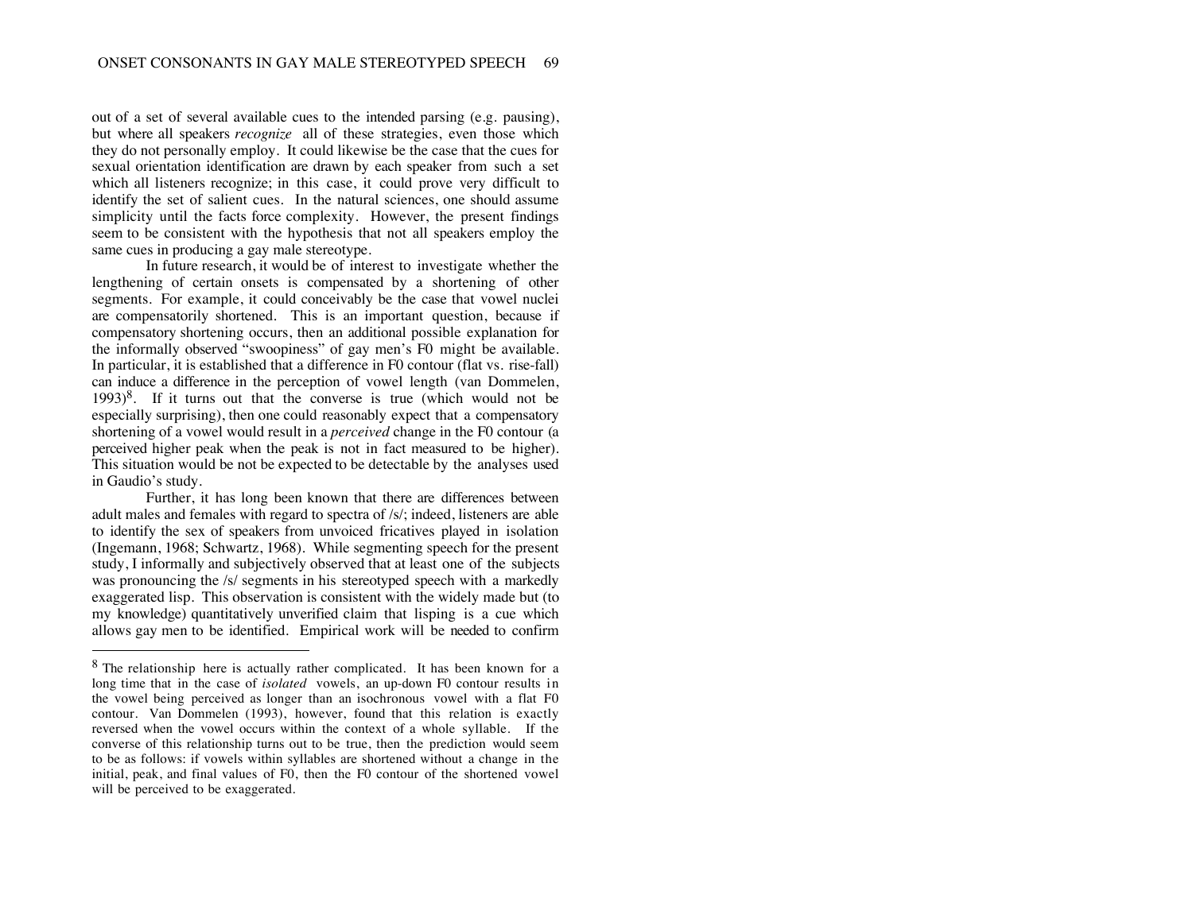out of a set of several available cues to the intended parsing (e.g. pausing), but where all speakers *recognize* all of these strategies, even those which they do not personally employ. It could likewise be the case that the cues for sexual orientation identification are drawn by each speaker from such a set which all listeners recognize; in this case, it could prove very difficult to identify the set of salient cues. In the natural sciences, one should assume simplicity until the facts force complexity. However, the present findings seem to be consistent with the hypothesis that not all speakers employ the same cues in producing a gay male stereotype.

In future research, it would be of interest to investigate whether the lengthening of certain onsets is compensated by a shortening of other segments. For example, it could conceivably be the case that vowel nuclei are compensatorily shortened. This is an important question, because if compensatory shortening occurs, then an additional possible explanation for the informally observed "swoopiness" of gay men's F0 might be available. In particular, it is established that a difference in F0 contour (flat vs. rise-fall) can induce a difference in the perception of vowel length (van Dommelen, 1993)[8]. If it turns out that the converse is true (which would not be especially surprising), then one could reasonably expect that a compensatory shortening of a vowel would result in a *perceived* change in the F0 contour (a perceived higher peak when the peak is not in fact measured to be higher). This situation would be not be expected to be detectable by the analyses used in Gaudio's study.

Further, it has long been known that there are differences between adult males and females with regard to spectra of /s/; indeed, listeners are able to identify the sex of speakers from unvoiced fricatives played in isolation (Ingemann, 1968; Schwartz, 1968). While segmenting speech for the present study, I informally and subjectively observed that at least one of the subjects was pronouncing the /s/ segments in his stereotyped speech with a markedly exaggerated lisp. This observation is consistent with the widely made but (to my knowledge) quantitatively unverified claim that lisping is a cue which allows gay men to be identified. Empirical work will be needed to confirm

---

[8] The relationship here is actually rather complicated. It has been known for a long time that in the case of *isolated* vowels, an up-down F0 contour results in the vowel being perceived as longer than an isochronous vowel with a flat F0 contour. Van Dommelen (1993), however, found that this relation is exactly reversed when the vowel occurs within the context of a whole syllable. If the converse of this relationship turns out to be true, then the prediction would seem to be as follows: if vowels within syllables are shortened without a change in the initial, peak, and final values of F0, then the F0 contour of the shortened vowel will be perceived to be exaggerated.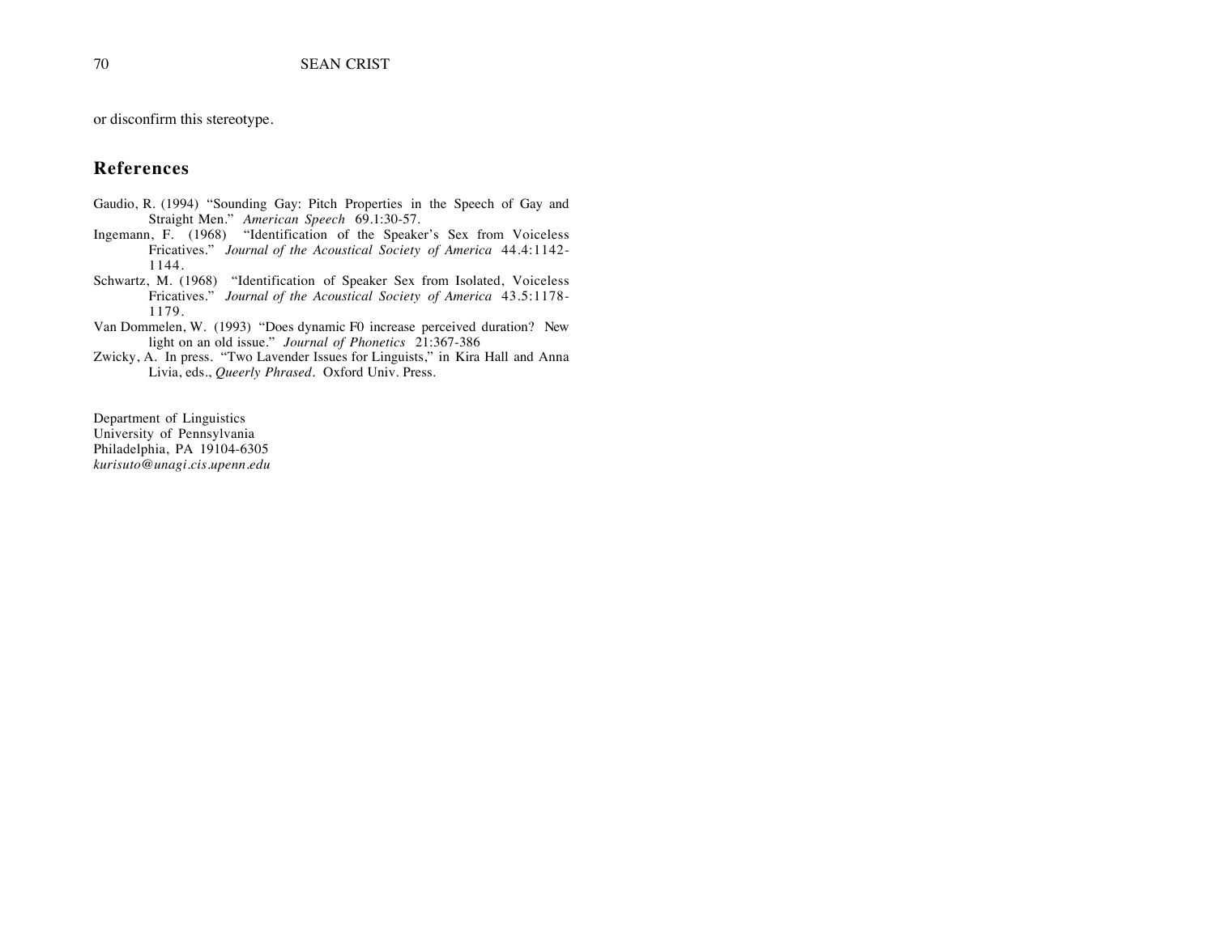or disconfirm this stereotype.

## References

Gaudio, R. (1994) "Sounding Gay: Pitch Properties in the Speech of Gay and Straight Men." *American Speech* 69.1:30-57.

Ingemann, F. (1968) "Identification of the Speaker's Sex from Voiceless Fricatives." *Journal of the Acoustical Society of America* 44.4:1142-1144.

Schwartz, M. (1968) "Identification of Speaker Sex from Isolated, Voiceless Fricatives." *Journal of the Acoustical Society of America* 43.5:1178-1179.

Van Dommelen, W. (1993) "Does dynamic F0 increase perceived duration? New light on an old issue." *Journal of Phonetics* 21:367-386

Zwicky, A. In press. "Two Lavender Issues for Linguists," in Kira Hall and Anna Livia, eds., *Queerly Phrased*. Oxford Univ. Press.

Department of Linguistics
University of Pennsylvania
Philadelphia, PA 19104-6305
*kurisuto@unagi.cis.upenn.edu*